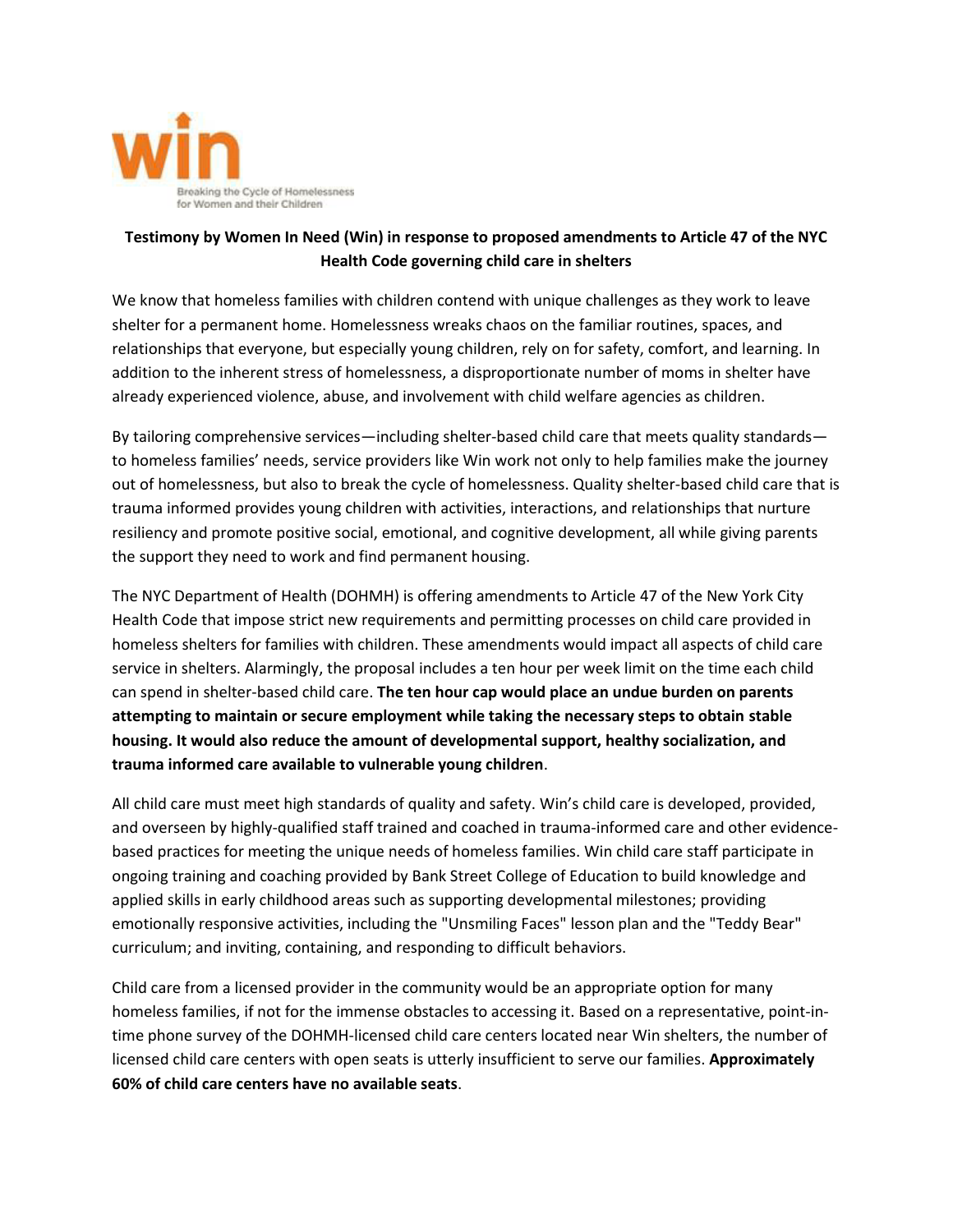win

Breaking the Cycle of Homelessness for Women and their Children

**Testimony by Women In Need (Win) in response to proposed amendments to Article 47 of the NYC Health Code governing child care in shelters**

We know that homeless families with children contend with unique challenges as they work to leave shelter for a permanent home. Homelessness wreaks chaos on the familiar routines, spaces, and relationships that everyone, but especially young children, rely on for safety, comfort, and learning. In addition to the inherent stress of homelessness, a disproportionate number of moms in shelter have already experienced violence, abuse, and involvement with child welfare agencies as children.

By tailoring comprehensive services—including shelter-based child care that meets quality standards—to homeless families' needs, service providers like Win work not only to help families make the journey out of homelessness, but also to break the cycle of homelessness. Quality shelter-based child care that is trauma informed provides young children with activities, interactions, and relationships that nurture resiliency and promote positive social, emotional, and cognitive development, all while giving parents the support they need to work and find permanent housing.

The NYC Department of Health (DOHMH) is offering amendments to Article 47 of the New York City Health Code that impose strict new requirements and permitting processes on child care provided in homeless shelters for families with children. These amendments would impact all aspects of child care service in shelters. Alarmingly, the proposal includes a ten hour per week limit on the time each child can spend in shelter-based child care. **The ten hour cap would place an undue burden on parents attempting to maintain or secure employment while taking the necessary steps to obtain stable housing. It would also reduce the amount of developmental support, healthy socialization, and trauma informed care available to vulnerable young children**.

All child care must meet high standards of quality and safety. Win's child care is developed, provided, and overseen by highly-qualified staff trained and coached in trauma-informed care and other evidence-based practices for meeting the unique needs of homeless families. Win child care staff participate in ongoing training and coaching provided by Bank Street College of Education to build knowledge and applied skills in early childhood areas such as supporting developmental milestones; providing emotionally responsive activities, including the "Unsmiling Faces" lesson plan and the "Teddy Bear" curriculum; and inviting, containing, and responding to difficult behaviors.

Child care from a licensed provider in the community would be an appropriate option for many homeless families, if not for the immense obstacles to accessing it. Based on a representative, point-in-time phone survey of the DOHMH-licensed child care centers located near Win shelters, the number of licensed child care centers with open seats is utterly insufficient to serve our families. **Approximately 60% of child care centers have no available seats**.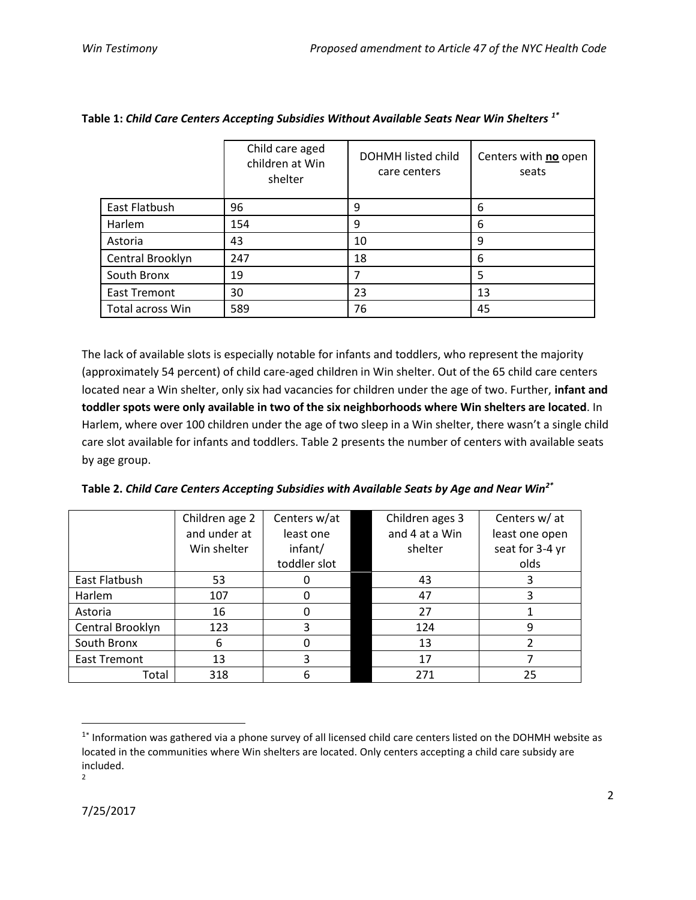**Table 1:** ***Child Care Centers Accepting Subsidies Without Available Seats Near Win Shelters*** [1*]

| | Child care aged children at Win shelter | DOHMH listed child care centers | Centers with **no** open seats |
|---|---|---|---|
| East Flatbush | 96 | 9 | 6 |
| Harlem | 154 | 9 | 6 |
| Astoria | 43 | 10 | 9 |
| Central Brooklyn | 247 | 18 | 6 |
| South Bronx | 19 | 7 | 5 |
| East Tremont | 30 | 23 | 13 |
| Total across Win | 589 | 76 | 45 |

The lack of available slots is especially notable for infants and toddlers, who represent the majority (approximately 54 percent) of child care-aged children in Win shelter. Out of the 65 child care centers located near a Win shelter, only six had vacancies for children under the age of two. Further, **infant and toddler spots were only available in two of the six neighborhoods where Win shelters are located**. In Harlem, where over 100 children under the age of two sleep in a Win shelter, there wasn't a single child care slot available for infants and toddlers. Table 2 presents the number of centers with available seats by age group.

**Table 2.** ***Child Care Centers Accepting Subsidies with Available Seats by Age and Near Win*** [2*]

| | Children age 2 and under at Win shelter | Centers w/at least one infant/ toddler slot | | Children ages 3 and 4 at a Win shelter | Centers w/ at least one open seat for 3-4 yr olds |
|---|---|---|---|---|---|
| East Flatbush | 53 | 0 | | 43 | 3 |
| Harlem | 107 | 0 | | 47 | 3 |
| Astoria | 16 | 0 | | 27 | 1 |
| Central Brooklyn | 123 | 3 | | 124 | 9 |
| South Bronx | 6 | 0 | | 13 | 2 |
| East Tremont | 13 | 3 | | 17 | 7 |
| Total | 318 | 6 | | 271 | 25 |

[1*] Information was gathered via a phone survey of all licensed child care centers listed on the DOHMH website as located in the communities where Win shelters are located. Only centers accepting a child care subsidy are included.

[2]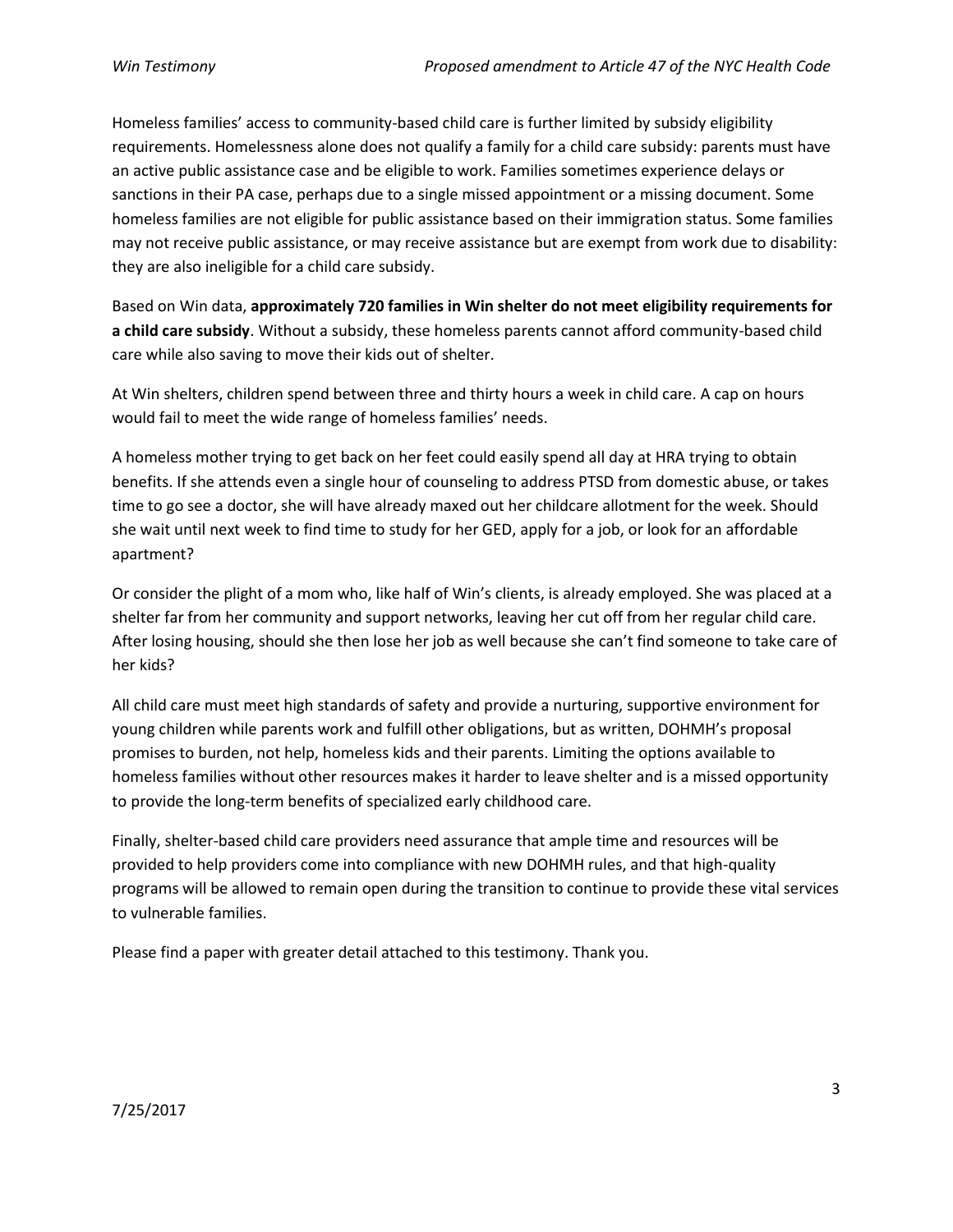Homeless families' access to community-based child care is further limited by subsidy eligibility requirements. Homelessness alone does not qualify a family for a child care subsidy: parents must have an active public assistance case and be eligible to work. Families sometimes experience delays or sanctions in their PA case, perhaps due to a single missed appointment or a missing document. Some homeless families are not eligible for public assistance based on their immigration status. Some families may not receive public assistance, or may receive assistance but are exempt from work due to disability: they are also ineligible for a child care subsidy.

Based on Win data, **approximately 720 families in Win shelter do not meet eligibility requirements for a child care subsidy**. Without a subsidy, these homeless parents cannot afford community-based child care while also saving to move their kids out of shelter.

At Win shelters, children spend between three and thirty hours a week in child care. A cap on hours would fail to meet the wide range of homeless families' needs.

A homeless mother trying to get back on her feet could easily spend all day at HRA trying to obtain benefits. If she attends even a single hour of counseling to address PTSD from domestic abuse, or takes time to go see a doctor, she will have already maxed out her childcare allotment for the week. Should she wait until next week to find time to study for her GED, apply for a job, or look for an affordable apartment?

Or consider the plight of a mom who, like half of Win's clients, is already employed. She was placed at a shelter far from her community and support networks, leaving her cut off from her regular child care. After losing housing, should she then lose her job as well because she can't find someone to take care of her kids?

All child care must meet high standards of safety and provide a nurturing, supportive environment for young children while parents work and fulfill other obligations, but as written, DOHMH's proposal promises to burden, not help, homeless kids and their parents. Limiting the options available to homeless families without other resources makes it harder to leave shelter and is a missed opportunity to provide the long-term benefits of specialized early childhood care.

Finally, shelter-based child care providers need assurance that ample time and resources will be provided to help providers come into compliance with new DOHMH rules, and that high-quality programs will be allowed to remain open during the transition to continue to provide these vital services to vulnerable families.

Please find a paper with greater detail attached to this testimony. Thank you.